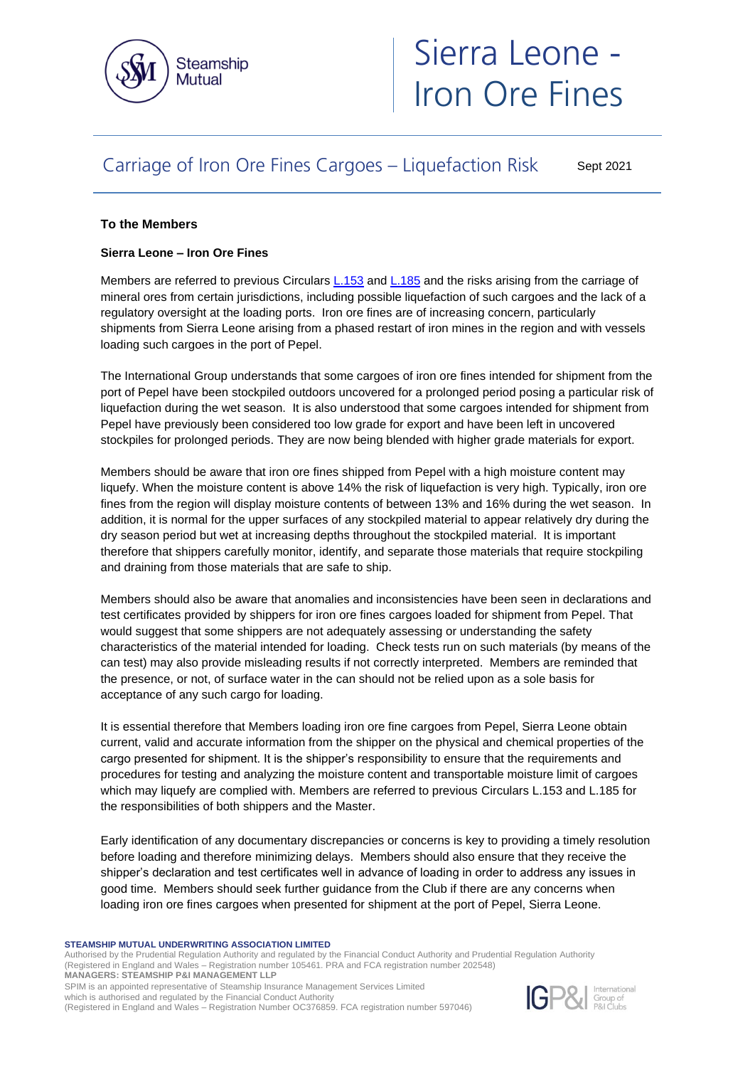# Sierra Leone - Iron Ore Fines

## Carriage of Iron Ore Fines Cargoes – Liquefaction Risk

Sept 2021

**To the Members**

**Sierra Leone – Iron Ore Fines**

Members are referred to previous Circulars L.153 and L.185 and the risks arising from the carriage of mineral ores from certain jurisdictions, including possible liquefaction of such cargoes and the lack of a regulatory oversight at the loading ports. Iron ore fines are of increasing concern, particularly shipments from Sierra Leone arising from a phased restart of iron mines in the region and with vessels loading such cargoes in the port of Pepel.

The International Group understands that some cargoes of iron ore fines intended for shipment from the port of Pepel have been stockpiled outdoors uncovered for a prolonged period posing a particular risk of liquefaction during the wet season. It is also understood that some cargoes intended for shipment from Pepel have previously been considered too low grade for export and have been left in uncovered stockpiles for prolonged periods. They are now being blended with higher grade materials for export.

Members should be aware that iron ore fines shipped from Pepel with a high moisture content may liquefy. When the moisture content is above 14% the risk of liquefaction is very high. Typically, iron ore fines from the region will display moisture contents of between 13% and 16% during the wet season. In addition, it is normal for the upper surfaces of any stockpiled material to appear relatively dry during the dry season period but wet at increasing depths throughout the stockpiled material. It is important therefore that shippers carefully monitor, identify, and separate those materials that require stockpiling and draining from those materials that are safe to ship.

Members should also be aware that anomalies and inconsistencies have been seen in declarations and test certificates provided by shippers for iron ore fines cargoes loaded for shipment from Pepel. That would suggest that some shippers are not adequately assessing or understanding the safety characteristics of the material intended for loading. Check tests run on such materials (by means of the can test) may also provide misleading results if not correctly interpreted. Members are reminded that the presence, or not, of surface water in the can should not be relied upon as a sole basis for acceptance of any such cargo for loading.

It is essential therefore that Members loading iron ore fine cargoes from Pepel, Sierra Leone obtain current, valid and accurate information from the shipper on the physical and chemical properties of the cargo presented for shipment. It is the shipper's responsibility to ensure that the requirements and procedures for testing and analyzing the moisture content and transportable moisture limit of cargoes which may liquefy are complied with. Members are referred to previous Circulars L.153 and L.185 for the responsibilities of both shippers and the Master.

Early identification of any documentary discrepancies or concerns is key to providing a timely resolution before loading and therefore minimizing delays. Members should also ensure that they receive the shipper's declaration and test certificates well in advance of loading in order to address any issues in good time. Members should seek further guidance from the Club if there are any concerns when loading iron ore fines cargoes when presented for shipment at the port of Pepel, Sierra Leone.

**STEAMSHIP MUTUAL UNDERWRITING ASSOCIATION LIMITED**
Authorised by the Prudential Regulation Authority and regulated by the Financial Conduct Authority and Prudential Regulation Authority
(Registered in England and Wales – Registration number 105461. PRA and FCA registration number 202548)
**MANAGERS: STEAMSHIP P&I MANAGEMENT LLP**
SPIM is an appointed representative of Steamship Insurance Management Services Limited
which is authorised and regulated by the Financial Conduct Authority
(Registered in England and Wales – Registration Number OC376859. FCA registration number 597046)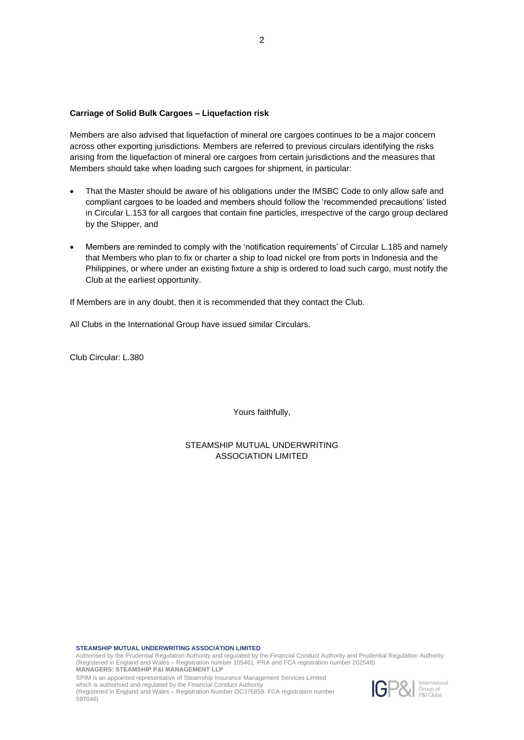**Carriage of Solid Bulk Cargoes – Liquefaction risk**

Members are also advised that liquefaction of mineral ore cargoes continues to be a major concern across other exporting jurisdictions. Members are referred to previous circulars identifying the risks arising from the liquefaction of mineral ore cargoes from certain jurisdictions and the measures that Members should take when loading such cargoes for shipment, in particular:

- That the Master should be aware of his obligations under the IMSBC Code to only allow safe and compliant cargoes to be loaded and members should follow the 'recommended precautions' listed in Circular L.153 for all cargoes that contain fine particles, irrespective of the cargo group declared by the Shipper, and
- Members are reminded to comply with the 'notification requirements' of Circular L.185 and namely that Members who plan to fix or charter a ship to load nickel ore from ports in Indonesia and the Philippines, or where under an existing fixture a ship is ordered to load such cargo, must notify the Club at the earliest opportunity.

If Members are in any doubt, then it is recommended that they contact the Club.

All Clubs in the International Group have issued similar Circulars.

Club Circular: L.380

Yours faithfully,

STEAMSHIP MUTUAL UNDERWRITING ASSOCIATION LIMITED

**STEAMSHIP MUTUAL UNDERWRITING ASSOCIATION LIMITED**
Authorised by the Prudential Regulation Authority and regulated by the Financial Conduct Authority and Prudential Regulation Authority (Registered in England and Wales – Registration number 105461. PRA and FCA registration number 202548)
**MANAGERS: STEAMSHIP P&I MANAGEMENT LLP**
SPIM is an appointed representative of Steamship Insurance Management Services Limited which is authorised and regulated by the Financial Conduct Authority (Registered in England and Wales – Registration Number OC376859. FCA registration number 597046)

IGP&I International Group of P&I Clubs